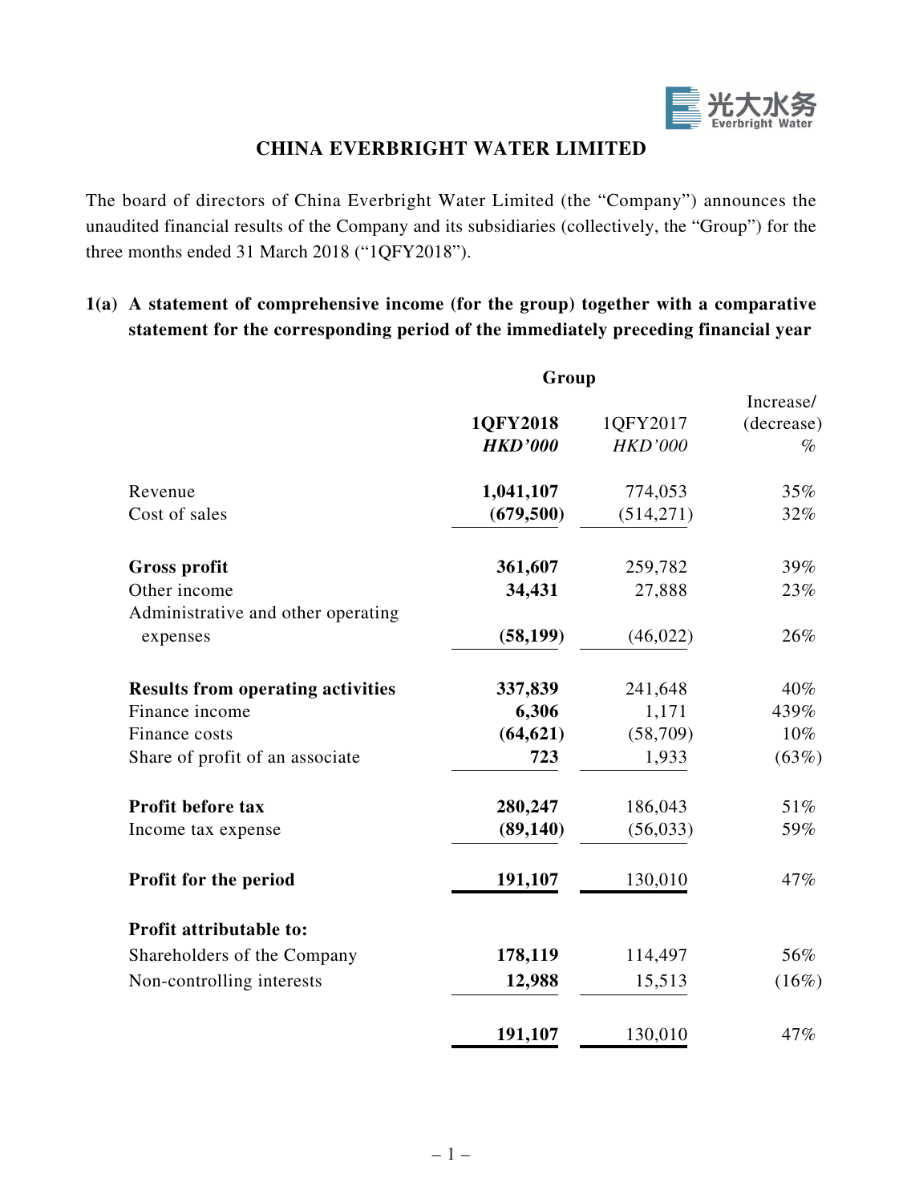# CHINA EVERBRIGHT WATER LIMITED

The board of directors of China Everbright Water Limited (the "Company") announces the unaudited financial results of the Company and its subsidiaries (collectively, the "Group") for the three months ended 31 March 2018 ("1QFY2018").

## 1(a) A statement of comprehensive income (for the group) together with a comparative statement for the corresponding period of the immediately preceding financial year

| | Group | | |
|---|---|---|---|
| | **1QFY2018** | 1QFY2017 | Increase/ (decrease) |
| | ***HKD'000*** | *HKD'000* | % |
| Revenue | **1,041,107** | 774,053 | 35% |
| Cost of sales | **(679,500)** | (514,271) | 32% |
| **Gross profit** | **361,607** | 259,782 | 39% |
| Other income | **34,431** | 27,888 | 23% |
| Administrative and other operating expenses | **(58,199)** | (46,022) | 26% |
| **Results from operating activities** | **337,839** | 241,648 | 40% |
| Finance income | **6,306** | 1,171 | 439% |
| Finance costs | **(64,621)** | (58,709) | 10% |
| Share of profit of an associate | **723** | 1,933 | (63%) |
| **Profit before tax** | **280,247** | 186,043 | 51% |
| Income tax expense | **(89,140)** | (56,033) | 59% |
| **Profit for the period** | **191,107** | 130,010 | 47% |
| **Profit attributable to:** | | | |
| Shareholders of the Company | **178,119** | 114,497 | 56% |
| Non-controlling interests | **12,988** | 15,513 | (16%) |
| | **191,107** | 130,010 | 47% |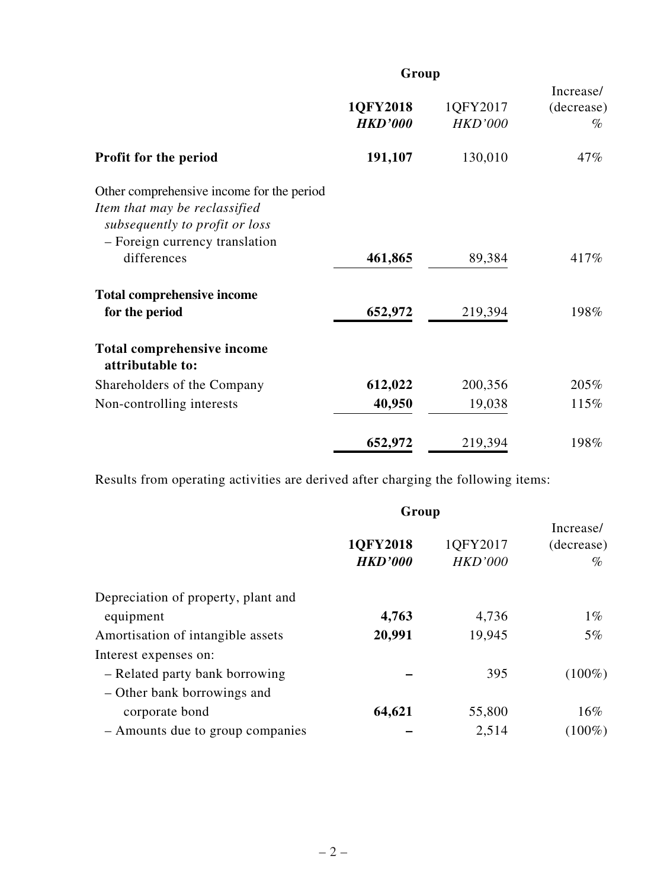| | Group | | |
|---|---|---|---|
| | **1QFY2018** | 1QFY2017 | Increase/ (decrease) |
| | ***HKD'000*** | *HKD'000* | *%* |
| **Profit for the period** | **191,107** | 130,010 | 47% |
| Other comprehensive income for the period | | | |
| *Item that may be reclassified subsequently to profit or loss* | | | |
| – Foreign currency translation differences | **461,865** | 89,384 | 417% |
| **Total comprehensive income for the period** | **652,972** | 219,394 | 198% |
| **Total comprehensive income attributable to:** | | | |
| Shareholders of the Company | **612,022** | 200,356 | 205% |
| Non-controlling interests | **40,950** | 19,038 | 115% |
| | **652,972** | 219,394 | 198% |

Results from operating activities are derived after charging the following items:

| | Group | | |
|---|---|---|---|
| | **1QFY2018** | 1QFY2017 | Increase/ (decrease) |
| | ***HKD'000*** | *HKD'000* | *%* |
| Depreciation of property, plant and equipment | **4,763** | 4,736 | 1% |
| Amortisation of intangible assets | **20,991** | 19,945 | 5% |
| Interest expenses on: | | | |
| – Related party bank borrowing | **–** | 395 | (100%) |
| – Other bank borrowings and corporate bond | **64,621** | 55,800 | 16% |
| – Amounts due to group companies | **–** | 2,514 | (100%) |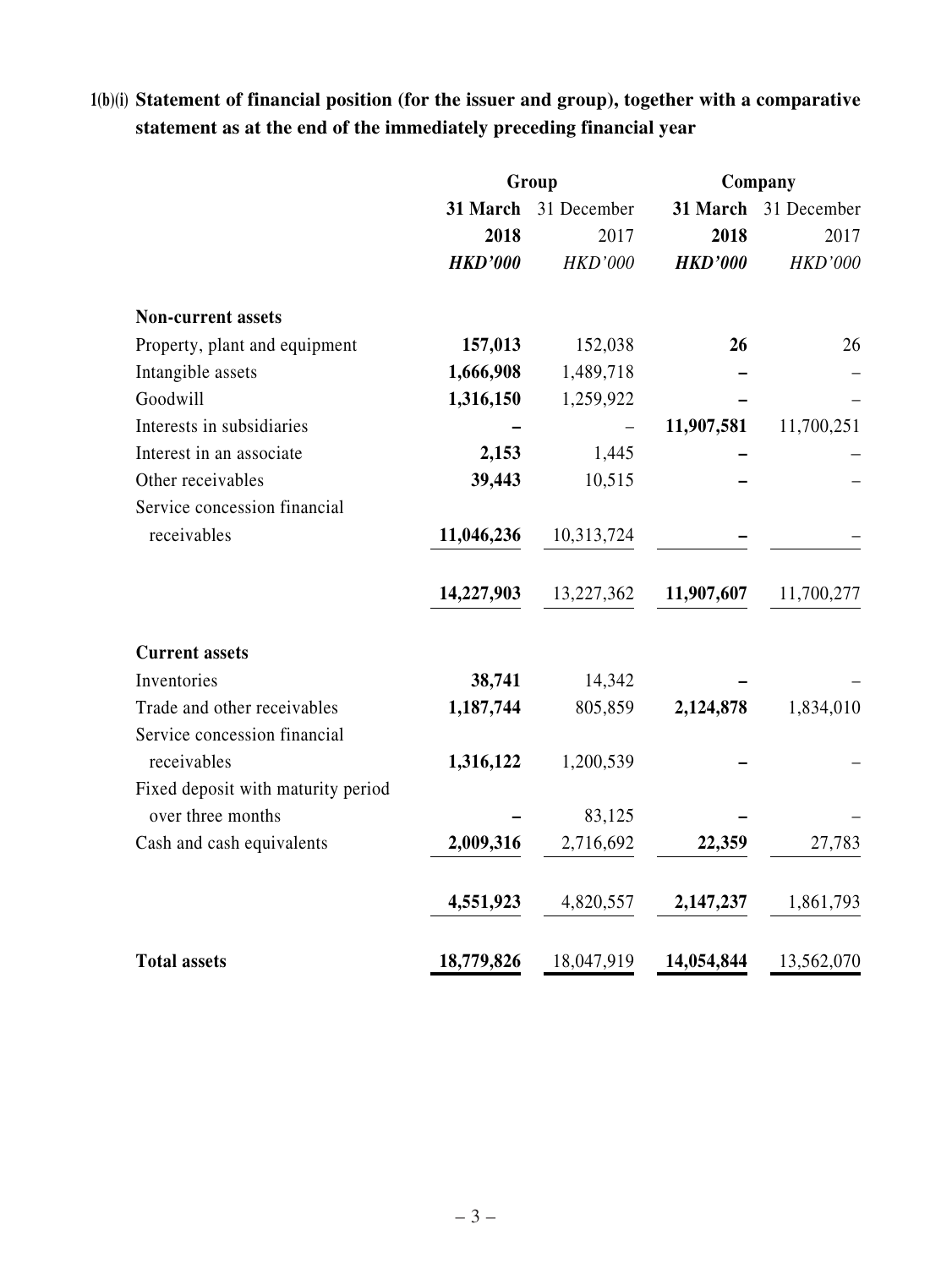**1(b)(i) Statement of financial position (for the issuer and group), together with a comparative statement as at the end of the immediately preceding financial year**

| | Group | | Company | |
|---|---|---|---|---|
| | **31 March 2018** | 31 December 2017 | **31 March 2018** | 31 December 2017 |
| | ***HKD'000*** | *HKD'000* | ***HKD'000*** | *HKD'000* |
| **Non-current assets** | | | | |
| Property, plant and equipment | **157,013** | 152,038 | **26** | 26 |
| Intangible assets | **1,666,908** | 1,489,718 | **–** | – |
| Goodwill | **1,316,150** | 1,259,922 | **–** | – |
| Interests in subsidiaries | **–** | – | **11,907,581** | 11,700,251 |
| Interest in an associate | **2,153** | 1,445 | **–** | – |
| Other receivables | **39,443** | 10,515 | **–** | – |
| Service concession financial receivables | **11,046,236** | 10,313,724 | **–** | – |
| | **14,227,903** | 13,227,362 | **11,907,607** | 11,700,277 |
| **Current assets** | | | | |
| Inventories | **38,741** | 14,342 | **–** | – |
| Trade and other receivables | **1,187,744** | 805,859 | **2,124,878** | 1,834,010 |
| Service concession financial receivables | **1,316,122** | 1,200,539 | **–** | – |
| Fixed deposit with maturity period over three months | **–** | 83,125 | **–** | – |
| Cash and cash equivalents | **2,009,316** | 2,716,692 | **22,359** | 27,783 |
| | **4,551,923** | 4,820,557 | **2,147,237** | 1,861,793 |
| **Total assets** | **18,779,826** | 18,047,919 | **14,054,844** | 13,562,070 |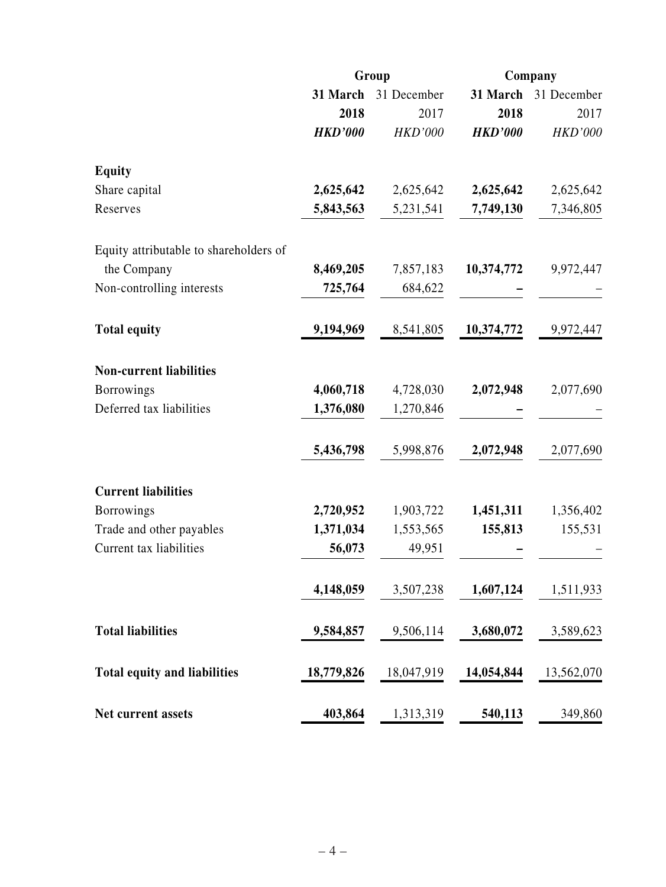| | Group | | Company | |
|---|---|---|---|---|
| | **31 March 2018** | 31 December 2017 | **31 March 2018** | 31 December 2017 |
| | ***HKD'000*** | *HKD'000* | ***HKD'000*** | *HKD'000* |
| **Equity** | | | | |
| Share capital | **2,625,642** | 2,625,642 | **2,625,642** | 2,625,642 |
| Reserves | **5,843,563** | 5,231,541 | **7,749,130** | 7,346,805 |
| Equity attributable to shareholders of the Company | **8,469,205** | 7,857,183 | **10,374,772** | 9,972,447 |
| Non-controlling interests | **725,764** | 684,622 | **–** | – |
| **Total equity** | **9,194,969** | 8,541,805 | **10,374,772** | 9,972,447 |
| **Non-current liabilities** | | | | |
| Borrowings | **4,060,718** | 4,728,030 | **2,072,948** | 2,077,690 |
| Deferred tax liabilities | **1,376,080** | 1,270,846 | **–** | – |
| | **5,436,798** | 5,998,876 | **2,072,948** | 2,077,690 |
| **Current liabilities** | | | | |
| Borrowings | **2,720,952** | 1,903,722 | **1,451,311** | 1,356,402 |
| Trade and other payables | **1,371,034** | 1,553,565 | **155,813** | 155,531 |
| Current tax liabilities | **56,073** | 49,951 | **–** | – |
| | **4,148,059** | 3,507,238 | **1,607,124** | 1,511,933 |
| **Total liabilities** | **9,584,857** | 9,506,114 | **3,680,072** | 3,589,623 |
| **Total equity and liabilities** | **18,779,826** | 18,047,919 | **14,054,844** | 13,562,070 |
| **Net current assets** | **403,864** | 1,313,319 | **540,113** | 349,860 |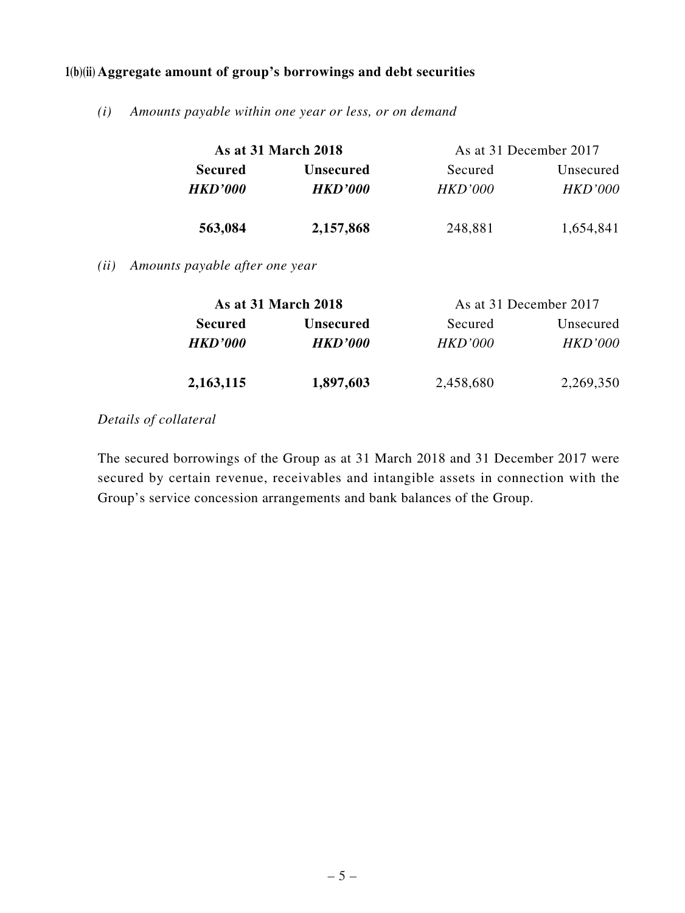### 1(b)(ii) Aggregate amount of group's borrowings and debt securities

*(i) Amounts payable within one year or less, or on demand*

| As at 31 March 2018 | | As at 31 December 2017 | |
|---|---|---|---|
| **Secured** | **Unsecured** | Secured | Unsecured |
| ***HKD'000*** | ***HKD'000*** | *HKD'000* | *HKD'000* |
| **563,084** | **2,157,868** | 248,881 | 1,654,841 |

*(ii) Amounts payable after one year*

| As at 31 March 2018 | | As at 31 December 2017 | |
|---|---|---|---|
| **Secured** | **Unsecured** | Secured | Unsecured |
| ***HKD'000*** | ***HKD'000*** | *HKD'000* | *HKD'000* |
| **2,163,115** | **1,897,603** | 2,458,680 | 2,269,350 |

*Details of collateral*

The secured borrowings of the Group as at 31 March 2018 and 31 December 2017 were secured by certain revenue, receivables and intangible assets in connection with the Group's service concession arrangements and bank balances of the Group.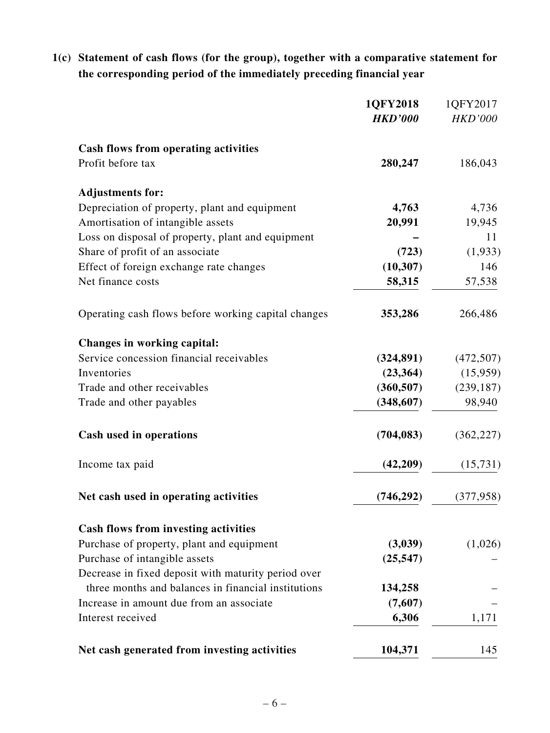**1(c) Statement of cash flows (for the group), together with a comparative statement for the corresponding period of the immediately preceding financial year**

| | **1QFY2018** | 1QFY2017 |
|---|---|---|
| | ***HKD'000*** | *HKD'000* |
| **Cash flows from operating activities** | | |
| Profit before tax | **280,247** | 186,043 |
| **Adjustments for:** | | |
| Depreciation of property, plant and equipment | **4,763** | 4,736 |
| Amortisation of intangible assets | **20,991** | 19,945 |
| Loss on disposal of property, plant and equipment | **–** | 11 |
| Share of profit of an associate | **(723)** | (1,933) |
| Effect of foreign exchange rate changes | **(10,307)** | 146 |
| Net finance costs | **58,315** | 57,538 |
| Operating cash flows before working capital changes | **353,286** | 266,486 |
| **Changes in working capital:** | | |
| Service concession financial receivables | **(324,891)** | (472,507) |
| Inventories | **(23,364)** | (15,959) |
| Trade and other receivables | **(360,507)** | (239,187) |
| Trade and other payables | **(348,607)** | 98,940 |
| **Cash used in operations** | **(704,083)** | (362,227) |
| Income tax paid | **(42,209)** | (15,731) |
| **Net cash used in operating activities** | **(746,292)** | (377,958) |
| **Cash flows from investing activities** | | |
| Purchase of property, plant and equipment | **(3,039)** | (1,026) |
| Purchase of intangible assets | **(25,547)** | – |
| Decrease in fixed deposit with maturity period over three months and balances in financial institutions | **134,258** | – |
| Increase in amount due from an associate | **(7,607)** | – |
| Interest received | **6,306** | 1,171 |
| **Net cash generated from investing activities** | **104,371** | 145 |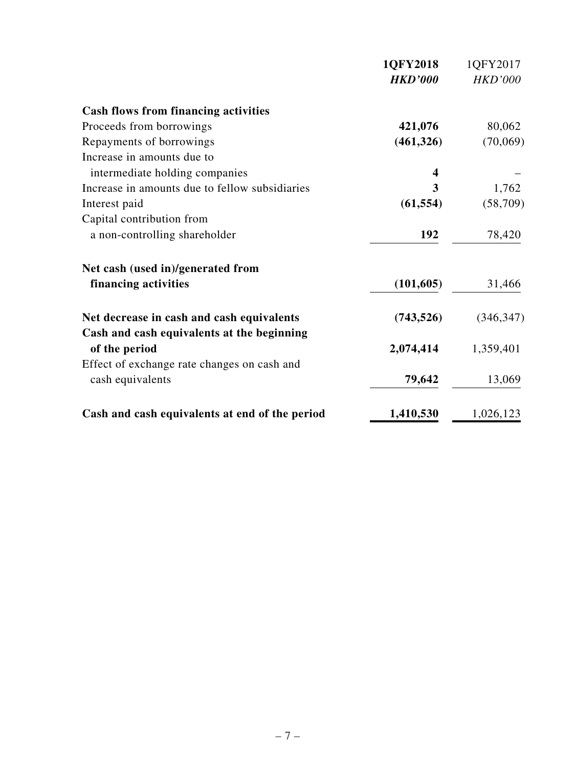| | **1QFY2018** | 1QFY2017 |
|---|---|---|
| | ***HKD'000*** | *HKD'000* |
| **Cash flows from financing activities** | | |
| Proceeds from borrowings | **421,076** | 80,062 |
| Repayments of borrowings | **(461,326)** | (70,069) |
| Increase in amounts due to intermediate holding companies | **4** | – |
| Increase in amounts due to fellow subsidiaries | **3** | 1,762 |
| Interest paid | **(61,554)** | (58,709) |
| Capital contribution from a non-controlling shareholder | **192** | 78,420 |
| **Net cash (used in)/generated from financing activities** | **(101,605)** | 31,466 |
| **Net decrease in cash and cash equivalents** | **(743,526)** | (346,347) |
| **Cash and cash equivalents at the beginning of the period** | **2,074,414** | 1,359,401 |
| Effect of exchange rate changes on cash and cash equivalents | **79,642** | 13,069 |
| **Cash and cash equivalents at end of the period** | **1,410,530** | 1,026,123 |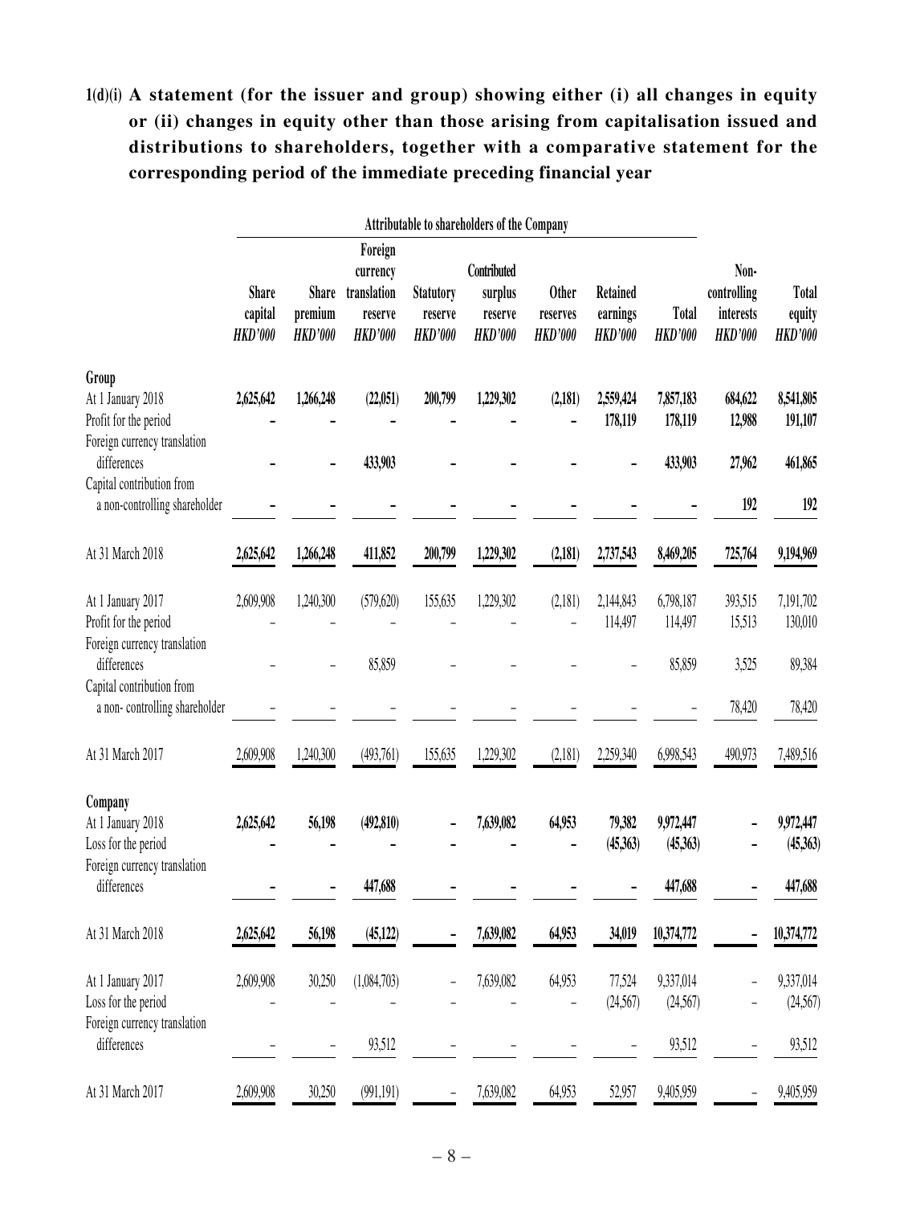**1(d)(i) A statement (for the issuer and group) showing either (i) all changes in equity or (ii) changes in equity other than those arising from capitalisation issued and distributions to shareholders, together with a comparative statement for the corresponding period of the immediate preceding financial year**

| | Attributable to shareholders of the Company | | | | | | | | | |
|---|---|---|---|---|---|---|---|---|---|---|
| | Share capital *HKD'000* | Share premium *HKD'000* | Foreign currency translation reserve *HKD'000* | Statutory reserve *HKD'000* | Contributed surplus reserve *HKD'000* | Other reserves *HKD'000* | Retained earnings *HKD'000* | Total *HKD'000* | Non-controlling interests *HKD'000* | Total equity *HKD'000* |
| **Group** | | | | | | | | | | |
| At 1 January 2018 | **2,625,642** | **1,266,248** | **(22,051)** | **200,799** | **1,229,302** | **(2,181)** | **2,559,424** | **7,857,183** | **684,622** | **8,541,805** |
| Profit for the period | **–** | **–** | **–** | **–** | **–** | **–** | **178,119** | **178,119** | **12,988** | **191,107** |
| Foreign currency translation differences | **–** | **–** | **433,903** | **–** | **–** | **–** | **–** | **433,903** | **27,962** | **461,865** |
| Capital contribution from a non-controlling shareholder | **–** | **–** | **–** | **–** | **–** | **–** | **–** | **–** | **192** | **192** |
| At 31 March 2018 | **2,625,642** | **1,266,248** | **411,852** | **200,799** | **1,229,302** | **(2,181)** | **2,737,543** | **8,469,205** | **725,764** | **9,194,969** |
| At 1 January 2017 | 2,609,908 | 1,240,300 | (579,620) | 155,635 | 1,229,302 | (2,181) | 2,144,843 | 6,798,187 | 393,515 | 7,191,702 |
| Profit for the period | – | – | – | – | – | – | 114,497 | 114,497 | 15,513 | 130,010 |
| Foreign currency translation differences | – | – | 85,859 | – | – | – | – | 85,859 | 3,525 | 89,384 |
| Capital contribution from a non- controlling shareholder | – | – | – | – | – | – | – | – | 78,420 | 78,420 |
| At 31 March 2017 | 2,609,908 | 1,240,300 | (493,761) | 155,635 | 1,229,302 | (2,181) | 2,259,340 | 6,998,543 | 490,973 | 7,489,516 |
| **Company** | | | | | | | | | | |
| At 1 January 2018 | **2,625,642** | **56,198** | **(492,810)** | **–** | **7,639,082** | **64,953** | **79,382** | **9,972,447** | **–** | **9,972,447** |
| Loss for the period | **–** | **–** | **–** | **–** | **–** | **–** | **(45,363)** | **(45,363)** | **–** | **(45,363)** |
| Foreign currency translation differences | **–** | **–** | **447,688** | **–** | **–** | **–** | **–** | **447,688** | **–** | **447,688** |
| At 31 March 2018 | **2,625,642** | **56,198** | **(45,122)** | **–** | **7,639,082** | **64,953** | **34,019** | **10,374,772** | **–** | **10,374,772** |
| At 1 January 2017 | 2,609,908 | 30,250 | (1,084,703) | – | 7,639,082 | 64,953 | 77,524 | 9,337,014 | – | 9,337,014 |
| Loss for the period | – | – | – | – | – | – | (24,567) | (24,567) | – | (24,567) |
| Foreign currency translation differences | – | – | 93,512 | – | – | – | – | 93,512 | – | 93,512 |
| At 31 March 2017 | 2,609,908 | 30,250 | (991,191) | – | 7,639,082 | 64,953 | 52,957 | 9,405,959 | – | 9,405,959 |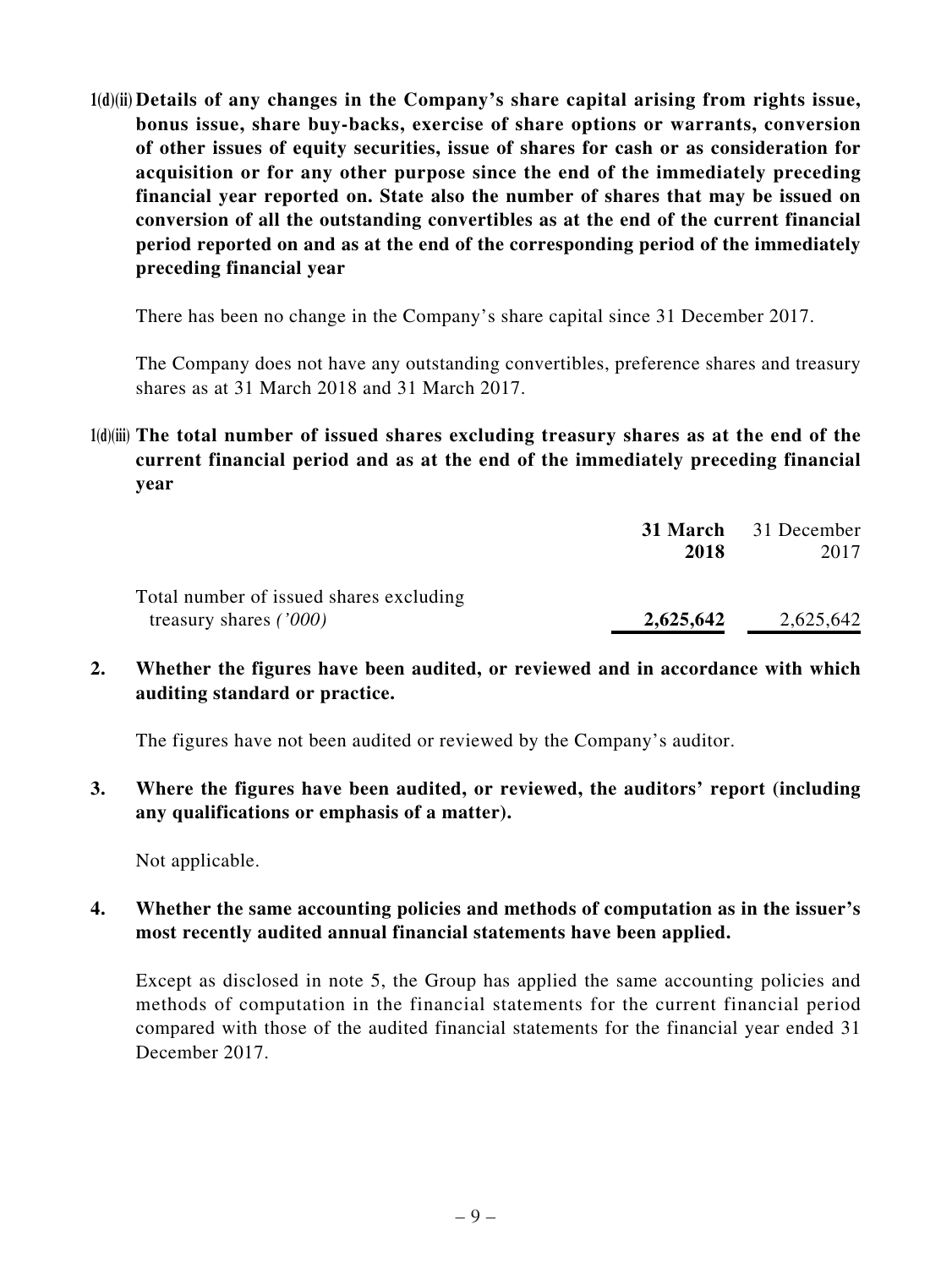**1(d)(ii) Details of any changes in the Company's share capital arising from rights issue, bonus issue, share buy-backs, exercise of share options or warrants, conversion of other issues of equity securities, issue of shares for cash or as consideration for acquisition or for any other purpose since the end of the immediately preceding financial year reported on. State also the number of shares that may be issued on conversion of all the outstanding convertibles as at the end of the current financial period reported on and as at the end of the corresponding period of the immediately preceding financial year**

There has been no change in the Company's share capital since 31 December 2017.

The Company does not have any outstanding convertibles, preference shares and treasury shares as at 31 March 2018 and 31 March 2017.

**1(d)(iii) The total number of issued shares excluding treasury shares as at the end of the current financial period and as at the end of the immediately preceding financial year**

| | **31 March 2018** | 31 December 2017 |
|---|---|---|
| Total number of issued shares excluding treasury shares *('000)* | **2,625,642** | 2,625,642 |

**2. Whether the figures have been audited, or reviewed and in accordance with which auditing standard or practice.**

The figures have not been audited or reviewed by the Company's auditor.

**3. Where the figures have been audited, or reviewed, the auditors' report (including any qualifications or emphasis of a matter).**

Not applicable.

**4. Whether the same accounting policies and methods of computation as in the issuer's most recently audited annual financial statements have been applied.**

Except as disclosed in note 5, the Group has applied the same accounting policies and methods of computation in the financial statements for the current financial period compared with those of the audited financial statements for the financial year ended 31 December 2017.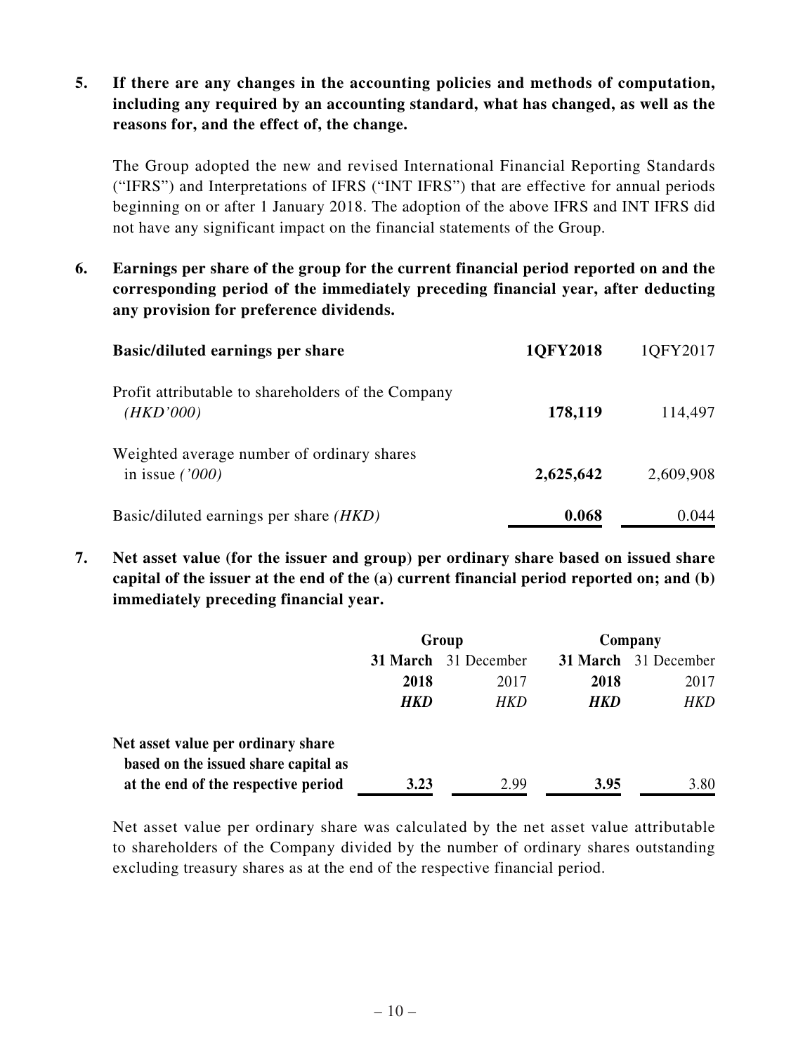**5. If there are any changes in the accounting policies and methods of computation, including any required by an accounting standard, what has changed, as well as the reasons for, and the effect of, the change.**

The Group adopted the new and revised International Financial Reporting Standards ("IFRS") and Interpretations of IFRS ("INT IFRS") that are effective for annual periods beginning on or after 1 January 2018. The adoption of the above IFRS and INT IFRS did not have any significant impact on the financial statements of the Group.

**6. Earnings per share of the group for the current financial period reported on and the corresponding period of the immediately preceding financial year, after deducting any provision for preference dividends.**

| **Basic/diluted earnings per share** | **1QFY2018** | 1QFY2017 |
|---|---|---|
| Profit attributable to shareholders of the Company *(HKD'000)* | **178,119** | 114,497 |
| Weighted average number of ordinary shares in issue *('000)* | **2,625,642** | 2,609,908 |
| Basic/diluted earnings per share *(HKD)* | **0.068** | 0.044 |

**7. Net asset value (for the issuer and group) per ordinary share based on issued share capital of the issuer at the end of the (a) current financial period reported on; and (b) immediately preceding financial year.**

| | **Group** | | **Company** | |
|---|---|---|---|---|
| | **31 March 2018** | 31 December 2017 | **31 March 2018** | 31 December 2017 |
| | ***HKD*** | *HKD* | ***HKD*** | *HKD* |
| **Net asset value per ordinary share based on the issued share capital as at the end of the respective period** | **3.23** | 2.99 | **3.95** | 3.80 |

Net asset value per ordinary share was calculated by the net asset value attributable to shareholders of the Company divided by the number of ordinary shares outstanding excluding treasury shares as at the end of the respective financial period.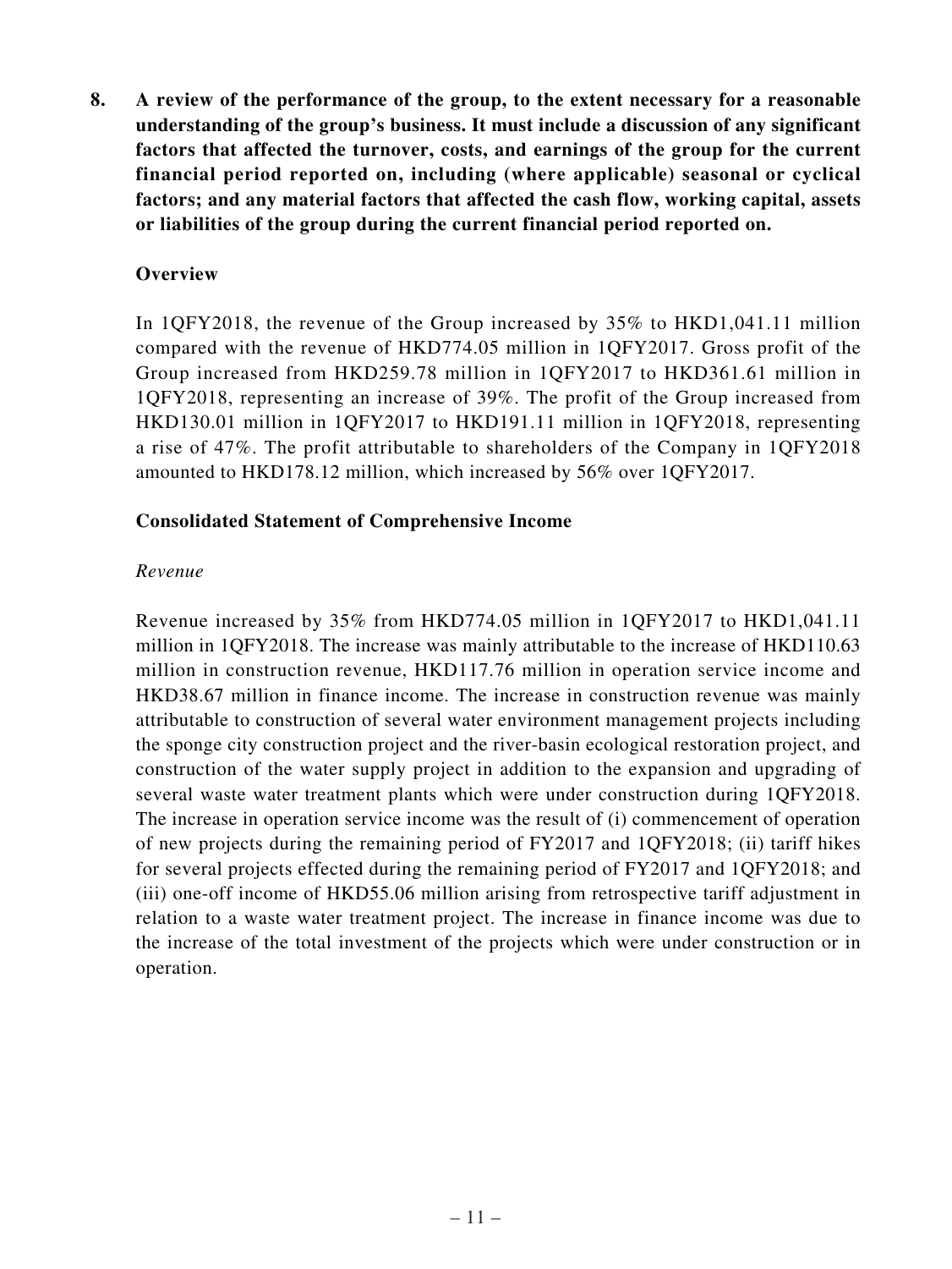**8. A review of the performance of the group, to the extent necessary for a reasonable understanding of the group's business. It must include a discussion of any significant factors that affected the turnover, costs, and earnings of the group for the current financial period reported on, including (where applicable) seasonal or cyclical factors; and any material factors that affected the cash flow, working capital, assets or liabilities of the group during the current financial period reported on.**

**Overview**

In 1QFY2018, the revenue of the Group increased by 35% to HKD1,041.11 million compared with the revenue of HKD774.05 million in 1QFY2017. Gross profit of the Group increased from HKD259.78 million in 1QFY2017 to HKD361.61 million in 1QFY2018, representing an increase of 39%. The profit of the Group increased from HKD130.01 million in 1QFY2017 to HKD191.11 million in 1QFY2018, representing a rise of 47%. The profit attributable to shareholders of the Company in 1QFY2018 amounted to HKD178.12 million, which increased by 56% over 1QFY2017.

**Consolidated Statement of Comprehensive Income**

*Revenue*

Revenue increased by 35% from HKD774.05 million in 1QFY2017 to HKD1,041.11 million in 1QFY2018. The increase was mainly attributable to the increase of HKD110.63 million in construction revenue, HKD117.76 million in operation service income and HKD38.67 million in finance income. The increase in construction revenue was mainly attributable to construction of several water environment management projects including the sponge city construction project and the river-basin ecological restoration project, and construction of the water supply project in addition to the expansion and upgrading of several waste water treatment plants which were under construction during 1QFY2018. The increase in operation service income was the result of (i) commencement of operation of new projects during the remaining period of FY2017 and 1QFY2018; (ii) tariff hikes for several projects effected during the remaining period of FY2017 and 1QFY2018; and (iii) one-off income of HKD55.06 million arising from retrospective tariff adjustment in relation to a waste water treatment project. The increase in finance income was due to the increase of the total investment of the projects which were under construction or in operation.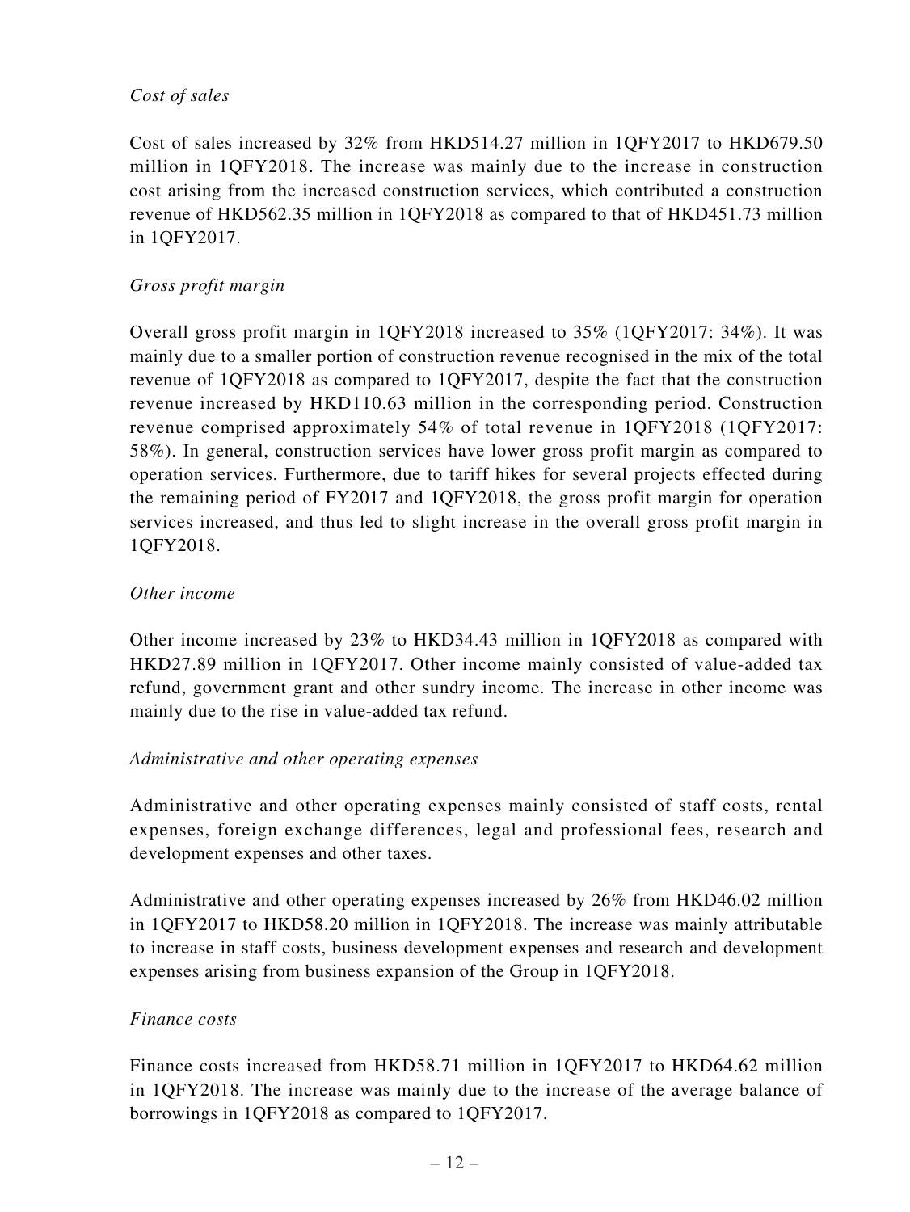*Cost of sales*

Cost of sales increased by 32% from HKD514.27 million in 1QFY2017 to HKD679.50 million in 1QFY2018. The increase was mainly due to the increase in construction cost arising from the increased construction services, which contributed a construction revenue of HKD562.35 million in 1QFY2018 as compared to that of HKD451.73 million in 1QFY2017.

*Gross profit margin*

Overall gross profit margin in 1QFY2018 increased to 35% (1QFY2017: 34%). It was mainly due to a smaller portion of construction revenue recognised in the mix of the total revenue of 1QFY2018 as compared to 1QFY2017, despite the fact that the construction revenue increased by HKD110.63 million in the corresponding period. Construction revenue comprised approximately 54% of total revenue in 1QFY2018 (1QFY2017: 58%). In general, construction services have lower gross profit margin as compared to operation services. Furthermore, due to tariff hikes for several projects effected during the remaining period of FY2017 and 1QFY2018, the gross profit margin for operation services increased, and thus led to slight increase in the overall gross profit margin in 1QFY2018.

*Other income*

Other income increased by 23% to HKD34.43 million in 1QFY2018 as compared with HKD27.89 million in 1QFY2017. Other income mainly consisted of value-added tax refund, government grant and other sundry income. The increase in other income was mainly due to the rise in value-added tax refund.

*Administrative and other operating expenses*

Administrative and other operating expenses mainly consisted of staff costs, rental expenses, foreign exchange differences, legal and professional fees, research and development expenses and other taxes.

Administrative and other operating expenses increased by 26% from HKD46.02 million in 1QFY2017 to HKD58.20 million in 1QFY2018. The increase was mainly attributable to increase in staff costs, business development expenses and research and development expenses arising from business expansion of the Group in 1QFY2018.

*Finance costs*

Finance costs increased from HKD58.71 million in 1QFY2017 to HKD64.62 million in 1QFY2018. The increase was mainly due to the increase of the average balance of borrowings in 1QFY2018 as compared to 1QFY2017.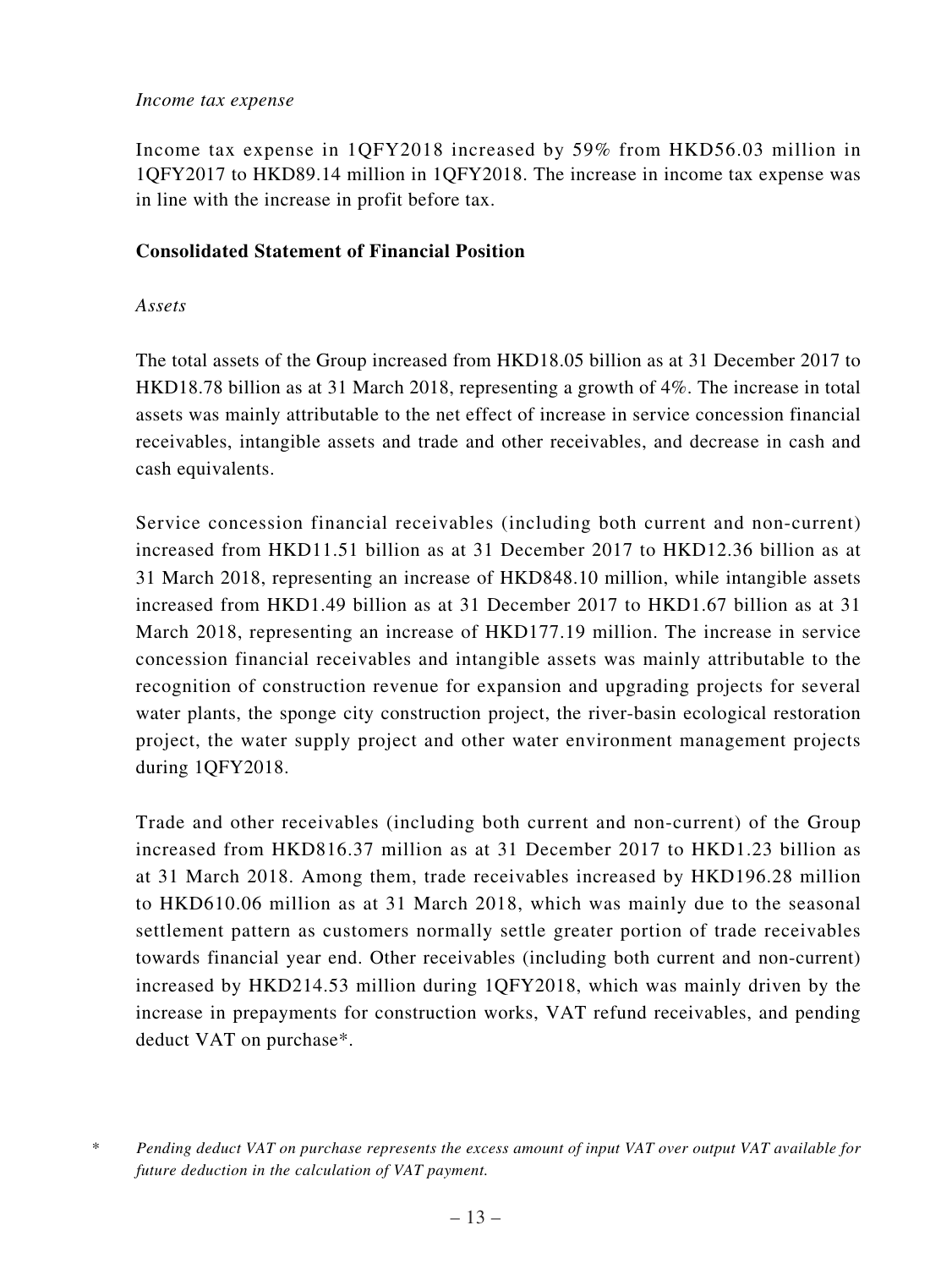*Income tax expense*

Income tax expense in 1QFY2018 increased by 59% from HKD56.03 million in 1QFY2017 to HKD89.14 million in 1QFY2018. The increase in income tax expense was in line with the increase in profit before tax.

**Consolidated Statement of Financial Position**

*Assets*

The total assets of the Group increased from HKD18.05 billion as at 31 December 2017 to HKD18.78 billion as at 31 March 2018, representing a growth of 4%. The increase in total assets was mainly attributable to the net effect of increase in service concession financial receivables, intangible assets and trade and other receivables, and decrease in cash and cash equivalents.

Service concession financial receivables (including both current and non-current) increased from HKD11.51 billion as at 31 December 2017 to HKD12.36 billion as at 31 March 2018, representing an increase of HKD848.10 million, while intangible assets increased from HKD1.49 billion as at 31 December 2017 to HKD1.67 billion as at 31 March 2018, representing an increase of HKD177.19 million. The increase in service concession financial receivables and intangible assets was mainly attributable to the recognition of construction revenue for expansion and upgrading projects for several water plants, the sponge city construction project, the river-basin ecological restoration project, the water supply project and other water environment management projects during 1QFY2018.

Trade and other receivables (including both current and non-current) of the Group increased from HKD816.37 million as at 31 December 2017 to HKD1.23 billion as at 31 March 2018. Among them, trade receivables increased by HKD196.28 million to HKD610.06 million as at 31 March 2018, which was mainly due to the seasonal settlement pattern as customers normally settle greater portion of trade receivables towards financial year end. Other receivables (including both current and non-current) increased by HKD214.53 million during 1QFY2018, which was mainly driven by the increase in prepayments for construction works, VAT refund receivables, and pending deduct VAT on purchase*.

\* *Pending deduct VAT on purchase represents the excess amount of input VAT over output VAT available for future deduction in the calculation of VAT payment.*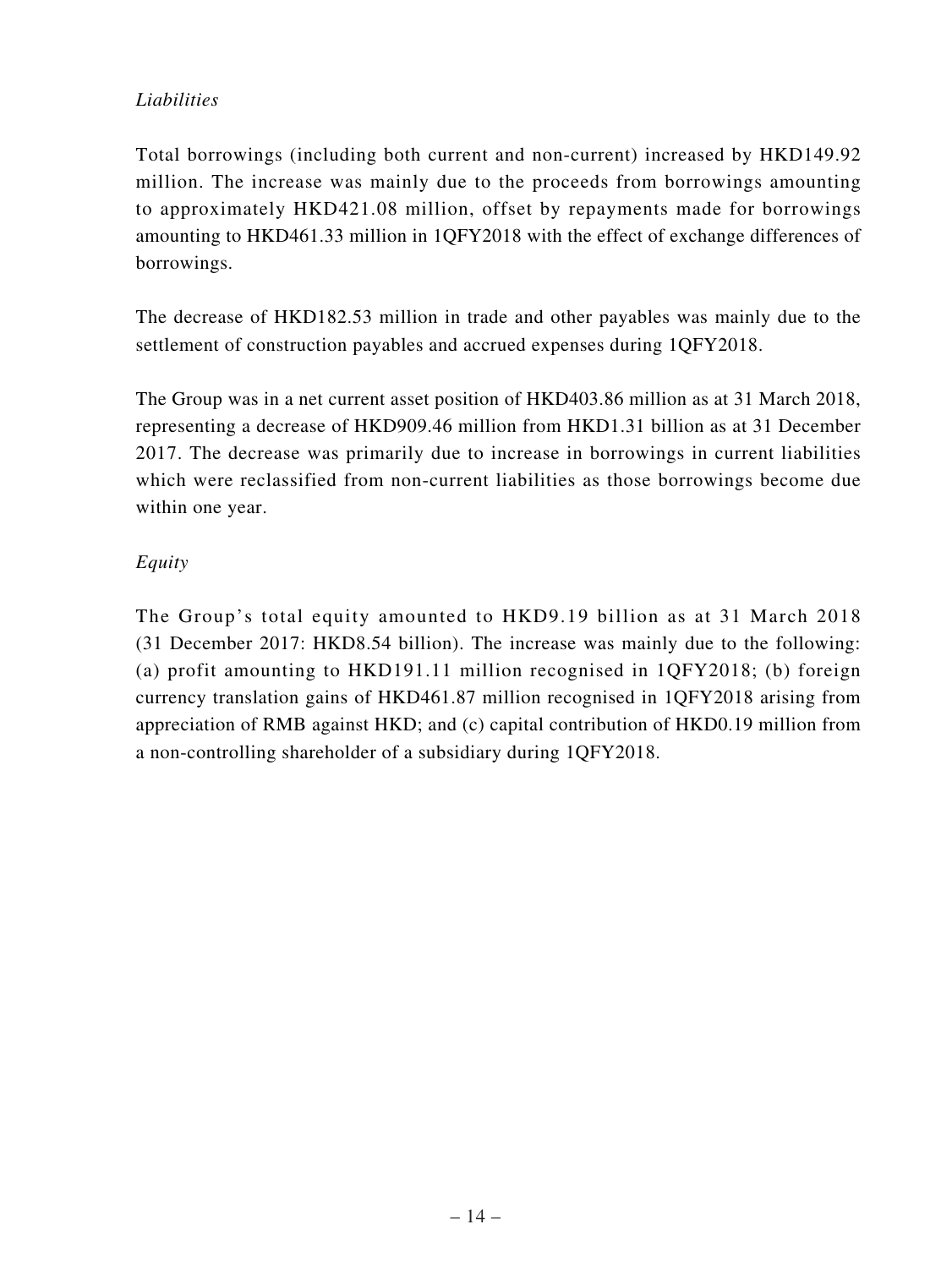*Liabilities*

Total borrowings (including both current and non-current) increased by HKD149.92 million. The increase was mainly due to the proceeds from borrowings amounting to approximately HKD421.08 million, offset by repayments made for borrowings amounting to HKD461.33 million in 1QFY2018 with the effect of exchange differences of borrowings.

The decrease of HKD182.53 million in trade and other payables was mainly due to the settlement of construction payables and accrued expenses during 1QFY2018.

The Group was in a net current asset position of HKD403.86 million as at 31 March 2018, representing a decrease of HKD909.46 million from HKD1.31 billion as at 31 December 2017. The decrease was primarily due to increase in borrowings in current liabilities which were reclassified from non-current liabilities as those borrowings become due within one year.

*Equity*

The Group's total equity amounted to HKD9.19 billion as at 31 March 2018 (31 December 2017: HKD8.54 billion). The increase was mainly due to the following: (a) profit amounting to HKD191.11 million recognised in 1QFY2018; (b) foreign currency translation gains of HKD461.87 million recognised in 1QFY2018 arising from appreciation of RMB against HKD; and (c) capital contribution of HKD0.19 million from a non-controlling shareholder of a subsidiary during 1QFY2018.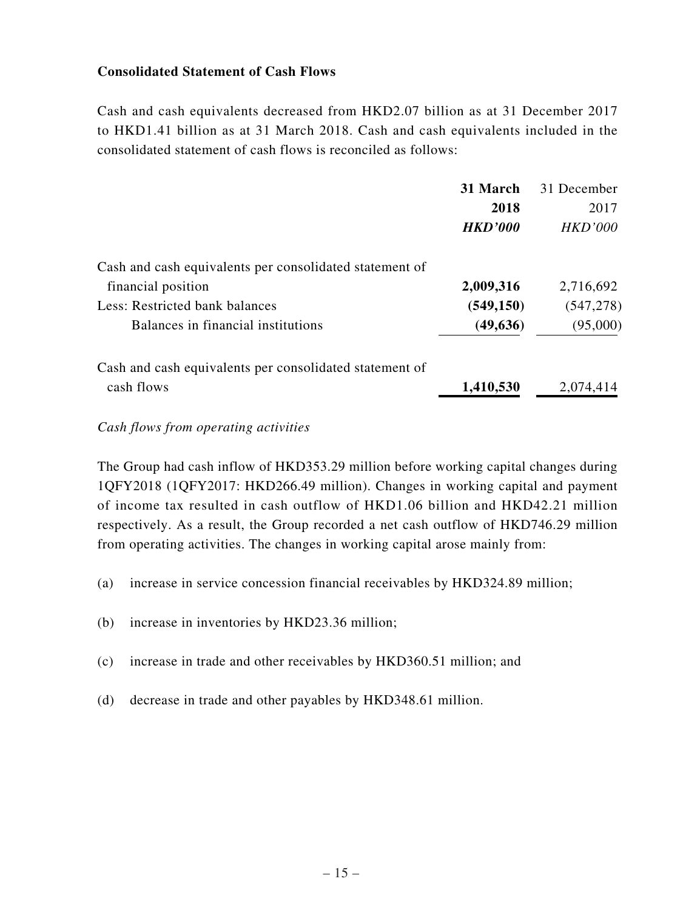**Consolidated Statement of Cash Flows**

Cash and cash equivalents decreased from HKD2.07 billion as at 31 December 2017 to HKD1.41 billion as at 31 March 2018. Cash and cash equivalents included in the consolidated statement of cash flows is reconciled as follows:

| | **31 March 2018** | 31 December 2017 |
|---|---|---|
| | ***HKD'000*** | *HKD'000* |
| Cash and cash equivalents per consolidated statement of financial position | **2,009,316** | 2,716,692 |
| Less: Restricted bank balances | **(549,150)** | (547,278) |
| Balances in financial institutions | **(49,636)** | (95,000) |
| Cash and cash equivalents per consolidated statement of cash flows | **1,410,530** | 2,074,414 |

*Cash flows from operating activities*

The Group had cash inflow of HKD353.29 million before working capital changes during 1QFY2018 (1QFY2017: HKD266.49 million). Changes in working capital and payment of income tax resulted in cash outflow of HKD1.06 billion and HKD42.21 million respectively. As a result, the Group recorded a net cash outflow of HKD746.29 million from operating activities. The changes in working capital arose mainly from:

(a) increase in service concession financial receivables by HKD324.89 million;

(b) increase in inventories by HKD23.36 million;

(c) increase in trade and other receivables by HKD360.51 million; and

(d) decrease in trade and other payables by HKD348.61 million.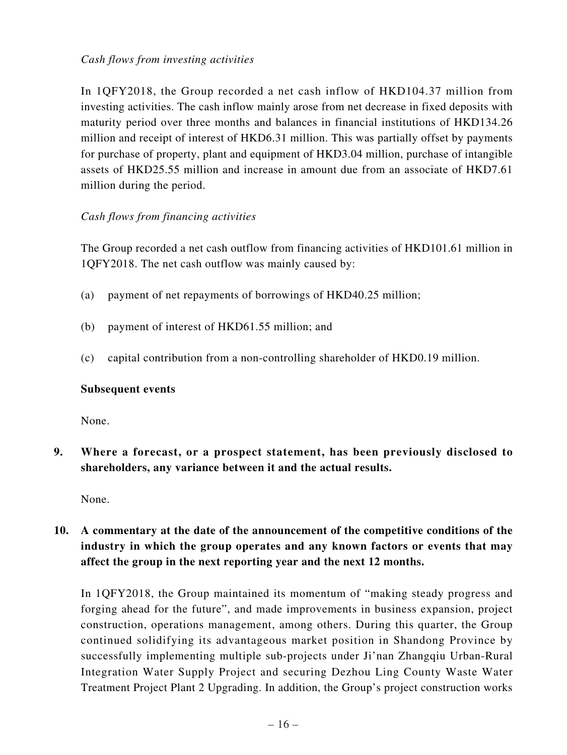*Cash flows from investing activities*

In 1QFY2018, the Group recorded a net cash inflow of HKD104.37 million from investing activities. The cash inflow mainly arose from net decrease in fixed deposits with maturity period over three months and balances in financial institutions of HKD134.26 million and receipt of interest of HKD6.31 million. This was partially offset by payments for purchase of property, plant and equipment of HKD3.04 million, purchase of intangible assets of HKD25.55 million and increase in amount due from an associate of HKD7.61 million during the period.

*Cash flows from financing activities*

The Group recorded a net cash outflow from financing activities of HKD101.61 million in 1QFY2018. The net cash outflow was mainly caused by:

(a) payment of net repayments of borrowings of HKD40.25 million;

(b) payment of interest of HKD61.55 million; and

(c) capital contribution from a non-controlling shareholder of HKD0.19 million.

**Subsequent events**

None.

**9. Where a forecast, or a prospect statement, has been previously disclosed to shareholders, any variance between it and the actual results.**

None.

**10. A commentary at the date of the announcement of the competitive conditions of the industry in which the group operates and any known factors or events that may affect the group in the next reporting year and the next 12 months.**

In 1QFY2018, the Group maintained its momentum of "making steady progress and forging ahead for the future", and made improvements in business expansion, project construction, operations management, among others. During this quarter, the Group continued solidifying its advantageous market position in Shandong Province by successfully implementing multiple sub-projects under Ji'nan Zhangqiu Urban-Rural Integration Water Supply Project and securing Dezhou Ling County Waste Water Treatment Project Plant 2 Upgrading. In addition, the Group's project construction works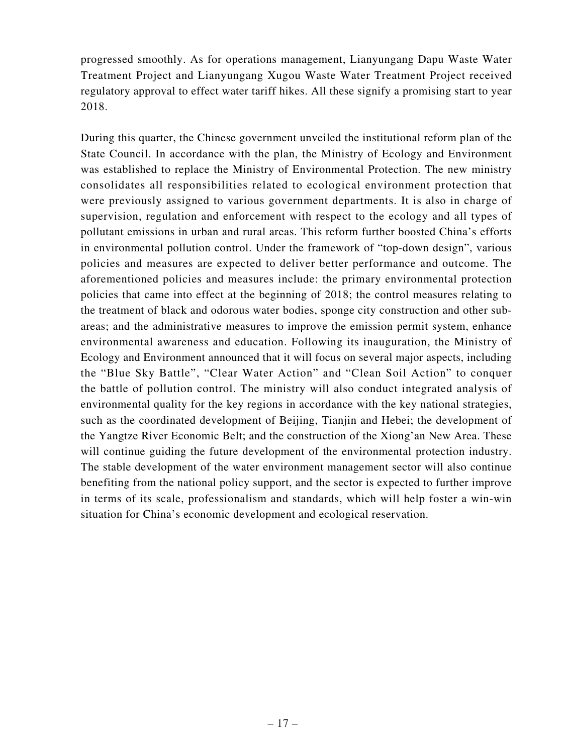progressed smoothly. As for operations management, Lianyungang Dapu Waste Water Treatment Project and Lianyungang Xugou Waste Water Treatment Project received regulatory approval to effect water tariff hikes. All these signify a promising start to year 2018.

During this quarter, the Chinese government unveiled the institutional reform plan of the State Council. In accordance with the plan, the Ministry of Ecology and Environment was established to replace the Ministry of Environmental Protection. The new ministry consolidates all responsibilities related to ecological environment protection that were previously assigned to various government departments. It is also in charge of supervision, regulation and enforcement with respect to the ecology and all types of pollutant emissions in urban and rural areas. This reform further boosted China's efforts in environmental pollution control. Under the framework of "top-down design", various policies and measures are expected to deliver better performance and outcome. The aforementioned policies and measures include: the primary environmental protection policies that came into effect at the beginning of 2018; the control measures relating to the treatment of black and odorous water bodies, sponge city construction and other sub-areas; and the administrative measures to improve the emission permit system, enhance environmental awareness and education. Following its inauguration, the Ministry of Ecology and Environment announced that it will focus on several major aspects, including the "Blue Sky Battle", "Clear Water Action" and "Clean Soil Action" to conquer the battle of pollution control. The ministry will also conduct integrated analysis of environmental quality for the key regions in accordance with the key national strategies, such as the coordinated development of Beijing, Tianjin and Hebei; the development of the Yangtze River Economic Belt; and the construction of the Xiong'an New Area. These will continue guiding the future development of the environmental protection industry. The stable development of the water environment management sector will also continue benefiting from the national policy support, and the sector is expected to further improve in terms of its scale, professionalism and standards, which will help foster a win-win situation for China's economic development and ecological reservation.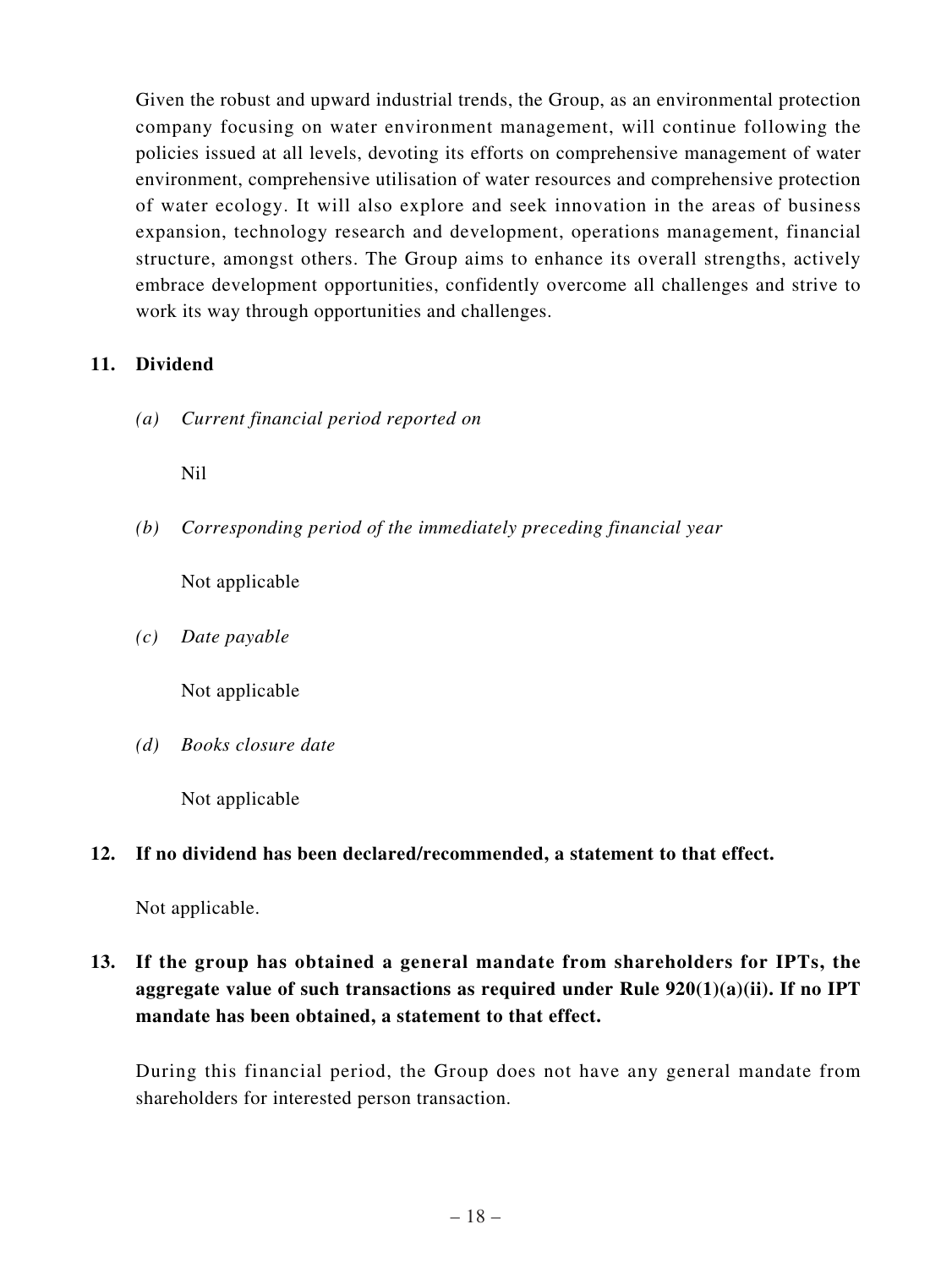Given the robust and upward industrial trends, the Group, as an environmental protection company focusing on water environment management, will continue following the policies issued at all levels, devoting its efforts on comprehensive management of water environment, comprehensive utilisation of water resources and comprehensive protection of water ecology. It will also explore and seek innovation in the areas of business expansion, technology research and development, operations management, financial structure, amongst others. The Group aims to enhance its overall strengths, actively embrace development opportunities, confidently overcome all challenges and strive to work its way through opportunities and challenges.

## 11. Dividend

*(a) Current financial period reported on*

Nil

*(b) Corresponding period of the immediately preceding financial year*

Not applicable

*(c) Date payable*

Not applicable

*(d) Books closure date*

Not applicable

## 12. If no dividend has been declared/recommended, a statement to that effect.

Not applicable.

## 13. If the group has obtained a general mandate from shareholders for IPTs, the aggregate value of such transactions as required under Rule 920(1)(a)(ii). If no IPT mandate has been obtained, a statement to that effect.

During this financial period, the Group does not have any general mandate from shareholders for interested person transaction.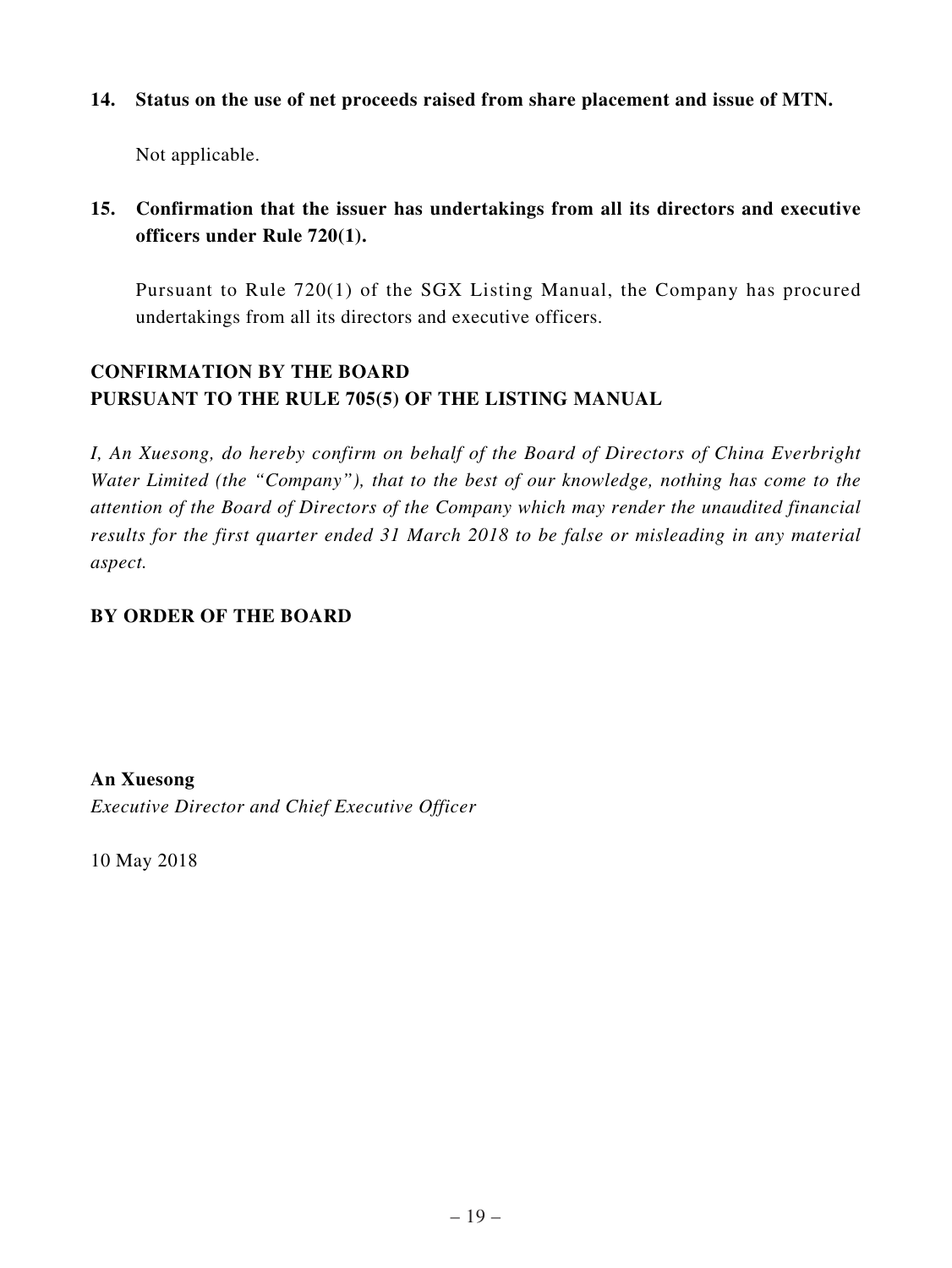**14. Status on the use of net proceeds raised from share placement and issue of MTN.**

Not applicable.

**15. Confirmation that the issuer has undertakings from all its directors and executive officers under Rule 720(1).**

Pursuant to Rule 720(1) of the SGX Listing Manual, the Company has procured undertakings from all its directors and executive officers.

**CONFIRMATION BY THE BOARD**
**PURSUANT TO THE RULE 705(5) OF THE LISTING MANUAL**

*I, An Xuesong, do hereby confirm on behalf of the Board of Directors of China Everbright Water Limited (the "Company"), that to the best of our knowledge, nothing has come to the attention of the Board of Directors of the Company which may render the unaudited financial results for the first quarter ended 31 March 2018 to be false or misleading in any material aspect.*

**BY ORDER OF THE BOARD**

**An Xuesong**
*Executive Director and Chief Executive Officer*

10 May 2018